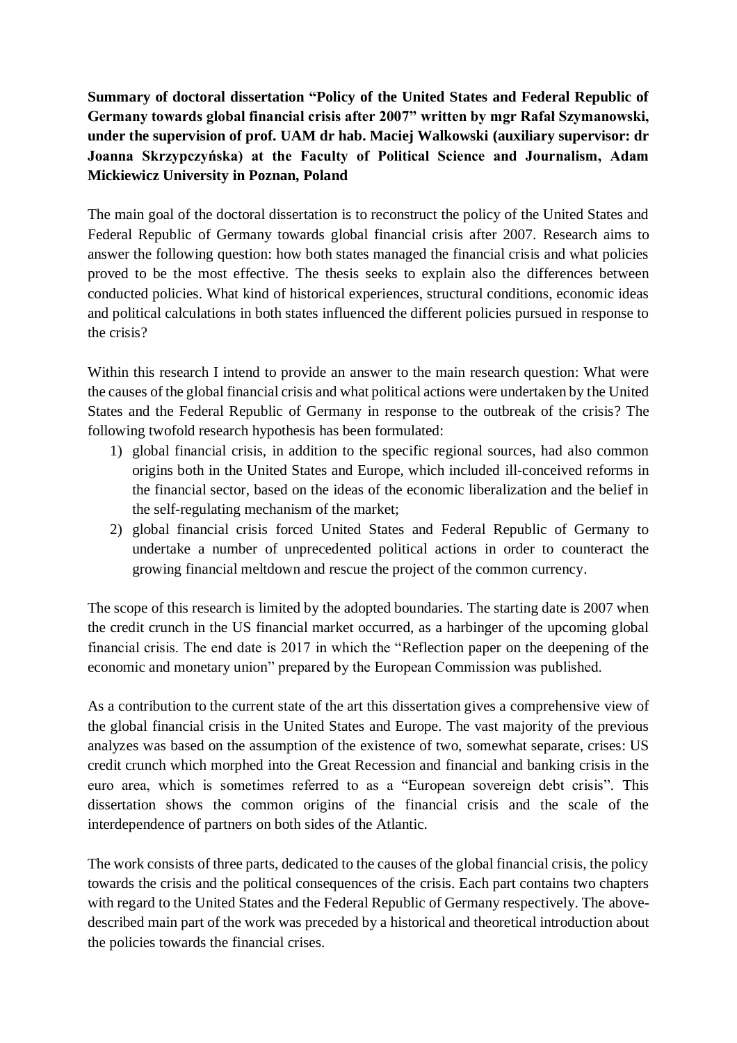**Summary of doctoral dissertation “Policy of the United States and Federal Republic of Germany towards global financial crisis after 2007” written by mgr Rafał Szymanowski, under the supervision of prof. UAM dr hab. Maciej Walkowski (auxiliary supervisor: dr Joanna Skrzypczyńska) at the Faculty of Political Science and Journalism, Adam Mickiewicz University in Poznan, Poland**

The main goal of the doctoral dissertation is to reconstruct the policy of the United States and Federal Republic of Germany towards global financial crisis after 2007. Research aims to answer the following question: how both states managed the financial crisis and what policies proved to be the most effective. The thesis seeks to explain also the differences between conducted policies. What kind of historical experiences, structural conditions, economic ideas and political calculations in both states influenced the different policies pursued in response to the crisis?

Within this research I intend to provide an answer to the main research question: What were the causes of the global financial crisis and what political actions were undertaken by the United States and the Federal Republic of Germany in response to the outbreak of the crisis? The following twofold research hypothesis has been formulated:

1) global financial crisis, in addition to the specific regional sources, had also common origins both in the United States and Europe, which included ill-conceived reforms in the financial sector, based on the ideas of the economic liberalization and the belief in the self-regulating mechanism of the market;
2) global financial crisis forced United States and Federal Republic of Germany to undertake a number of unprecedented political actions in order to counteract the growing financial meltdown and rescue the project of the common currency.

The scope of this research is limited by the adopted boundaries. The starting date is 2007 when the credit crunch in the US financial market occurred, as a harbinger of the upcoming global financial crisis. The end date is 2017 in which the “Reflection paper on the deepening of the economic and monetary union” prepared by the European Commission was published.

As a contribution to the current state of the art this dissertation gives a comprehensive view of the global financial crisis in the United States and Europe. The vast majority of the previous analyzes was based on the assumption of the existence of two, somewhat separate, crises: US credit crunch which morphed into the Great Recession and financial and banking crisis in the euro area, which is sometimes referred to as a “European sovereign debt crisis”. This dissertation shows the common origins of the financial crisis and the scale of the interdependence of partners on both sides of the Atlantic.

The work consists of three parts, dedicated to the causes of the global financial crisis, the policy towards the crisis and the political consequences of the crisis. Each part contains two chapters with regard to the United States and the Federal Republic of Germany respectively. The above-described main part of the work was preceded by a historical and theoretical introduction about the policies towards the financial crises.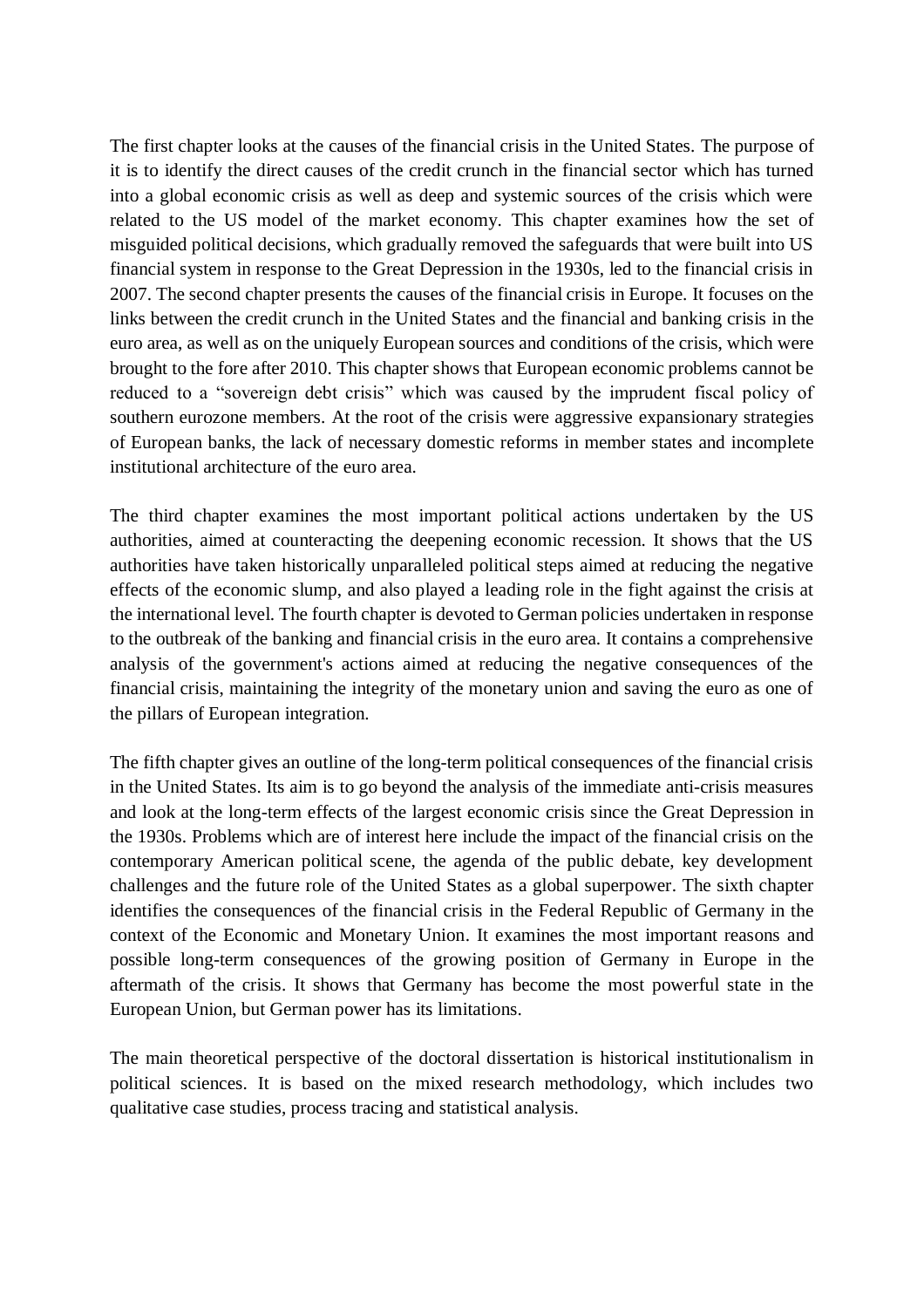The first chapter looks at the causes of the financial crisis in the United States. The purpose of it is to identify the direct causes of the credit crunch in the financial sector which has turned into a global economic crisis as well as deep and systemic sources of the crisis which were related to the US model of the market economy. This chapter examines how the set of misguided political decisions, which gradually removed the safeguards that were built into US financial system in response to the Great Depression in the 1930s, led to the financial crisis in 2007. The second chapter presents the causes of the financial crisis in Europe. It focuses on the links between the credit crunch in the United States and the financial and banking crisis in the euro area, as well as on the uniquely European sources and conditions of the crisis, which were brought to the fore after 2010. This chapter shows that European economic problems cannot be reduced to a "sovereign debt crisis" which was caused by the imprudent fiscal policy of southern eurozone members. At the root of the crisis were aggressive expansionary strategies of European banks, the lack of necessary domestic reforms in member states and incomplete institutional architecture of the euro area.

The third chapter examines the most important political actions undertaken by the US authorities, aimed at counteracting the deepening economic recession. It shows that the US authorities have taken historically unparalleled political steps aimed at reducing the negative effects of the economic slump, and also played a leading role in the fight against the crisis at the international level. The fourth chapter is devoted to German policies undertaken in response to the outbreak of the banking and financial crisis in the euro area. It contains a comprehensive analysis of the government's actions aimed at reducing the negative consequences of the financial crisis, maintaining the integrity of the monetary union and saving the euro as one of the pillars of European integration.

The fifth chapter gives an outline of the long-term political consequences of the financial crisis in the United States. Its aim is to go beyond the analysis of the immediate anti-crisis measures and look at the long-term effects of the largest economic crisis since the Great Depression in the 1930s. Problems which are of interest here include the impact of the financial crisis on the contemporary American political scene, the agenda of the public debate, key development challenges and the future role of the United States as a global superpower. The sixth chapter identifies the consequences of the financial crisis in the Federal Republic of Germany in the context of the Economic and Monetary Union. It examines the most important reasons and possible long-term consequences of the growing position of Germany in Europe in the aftermath of the crisis. It shows that Germany has become the most powerful state in the European Union, but German power has its limitations.

The main theoretical perspective of the doctoral dissertation is historical institutionalism in political sciences. It is based on the mixed research methodology, which includes two qualitative case studies, process tracing and statistical analysis.